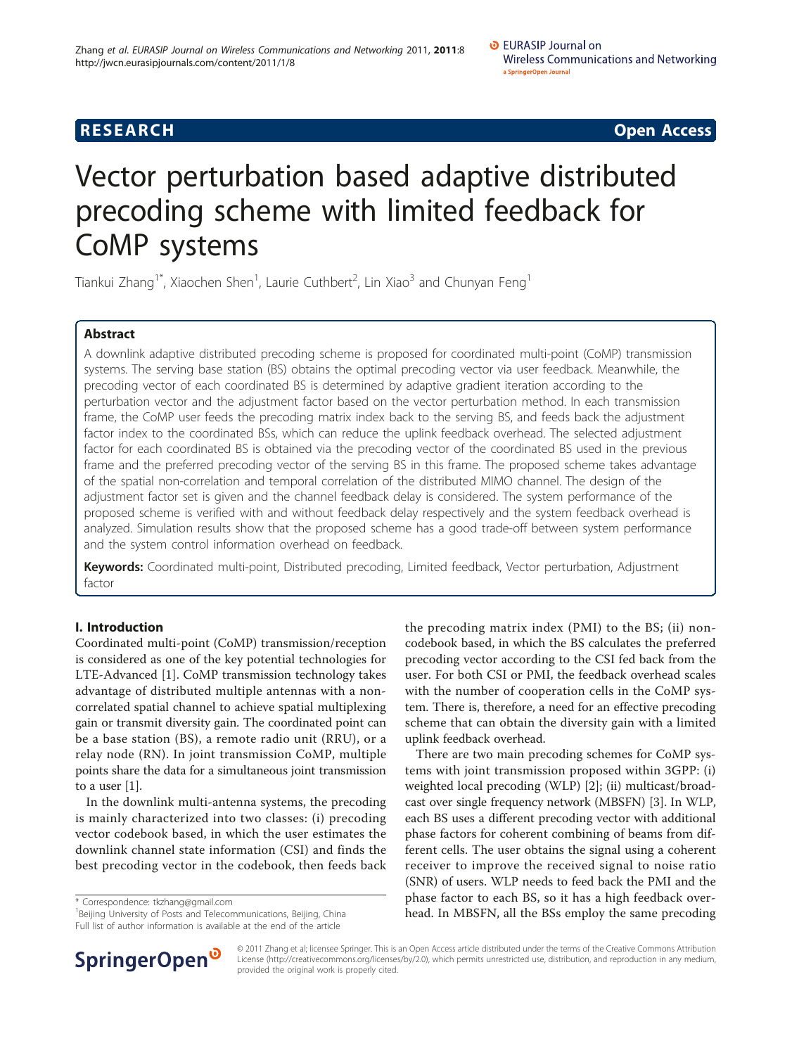RESEARCH Open Access

# Vector perturbation based adaptive distributed precoding scheme with limited feedback for CoMP systems

Tiankui Zhang[1*], Xiaochen Shen[1], Laurie Cuthbert[2], Lin Xiao[3] and Chunyan Feng[1]

## Abstract

A downlink adaptive distributed precoding scheme is proposed for coordinated multi-point (CoMP) transmission systems. The serving base station (BS) obtains the optimal precoding vector via user feedback. Meanwhile, the precoding vector of each coordinated BS is determined by adaptive gradient iteration according to the perturbation vector and the adjustment factor based on the vector perturbation method. In each transmission frame, the CoMP user feeds the precoding matrix index back to the serving BS, and feeds back the adjustment factor index to the coordinated BSs, which can reduce the uplink feedback overhead. The selected adjustment factor for each coordinated BS is obtained via the precoding vector of the coordinated BS used in the previous frame and the preferred precoding vector of the serving BS in this frame. The proposed scheme takes advantage of the spatial non-correlation and temporal correlation of the distributed MIMO channel. The design of the adjustment factor set is given and the channel feedback delay is considered. The system performance of the proposed scheme is verified with and without feedback delay respectively and the system feedback overhead is analyzed. Simulation results show that the proposed scheme has a good trade-off between system performance and the system control information overhead on feedback.

**Keywords:** Coordinated multi-point, Distributed precoding, Limited feedback, Vector perturbation, Adjustment factor

## I. Introduction

Coordinated multi-point (CoMP) transmission/reception is considered as one of the key potential technologies for LTE-Advanced [1]. CoMP transmission technology takes advantage of distributed multiple antennas with a non-correlated spatial channel to achieve spatial multiplexing gain or transmit diversity gain. The coordinated point can be a base station (BS), a remote radio unit (RRU), or a relay node (RN). In joint transmission CoMP, multiple points share the data for a simultaneous joint transmission to a user [1].

In the downlink multi-antenna systems, the precoding is mainly characterized into two classes: (i) precoding vector codebook based, in which the user estimates the downlink channel state information (CSI) and finds the best precoding vector in the codebook, then feeds back the precoding matrix index (PMI) to the BS; (ii) non-codebook based, in which the BS calculates the preferred precoding vector according to the CSI fed back from the user. For both CSI or PMI, the feedback overhead scales with the number of cooperation cells in the CoMP system. There is, therefore, a need for an effective precoding scheme that can obtain the diversity gain with a limited uplink feedback overhead.

There are two main precoding schemes for CoMP systems with joint transmission proposed within 3GPP: (i) weighted local precoding (WLP) [2]; (ii) multicast/broadcast over single frequency network (MBSFN) [3]. In WLP, each BS uses a different precoding vector with additional phase factors for coherent combining of beams from different cells. The user obtains the signal using a coherent receiver to improve the received signal to noise ratio (SNR) of users. WLP needs to feed back the PMI and the phase factor to each BS, so it has a high feedback overhead. In MBSFN, all the BSs employ the same precoding

\* Correspondence: tkzhang@gmail.com
[1]Beijing University of Posts and Telecommunications, Beijing, China
Full list of author information is available at the end of the article

© 2011 Zhang et al; licensee Springer. This is an Open Access article distributed under the terms of the Creative Commons Attribution License (http://creativecommons.org/licenses/by/2.0), which permits unrestricted use, distribution, and reproduction in any medium, provided the original work is properly cited.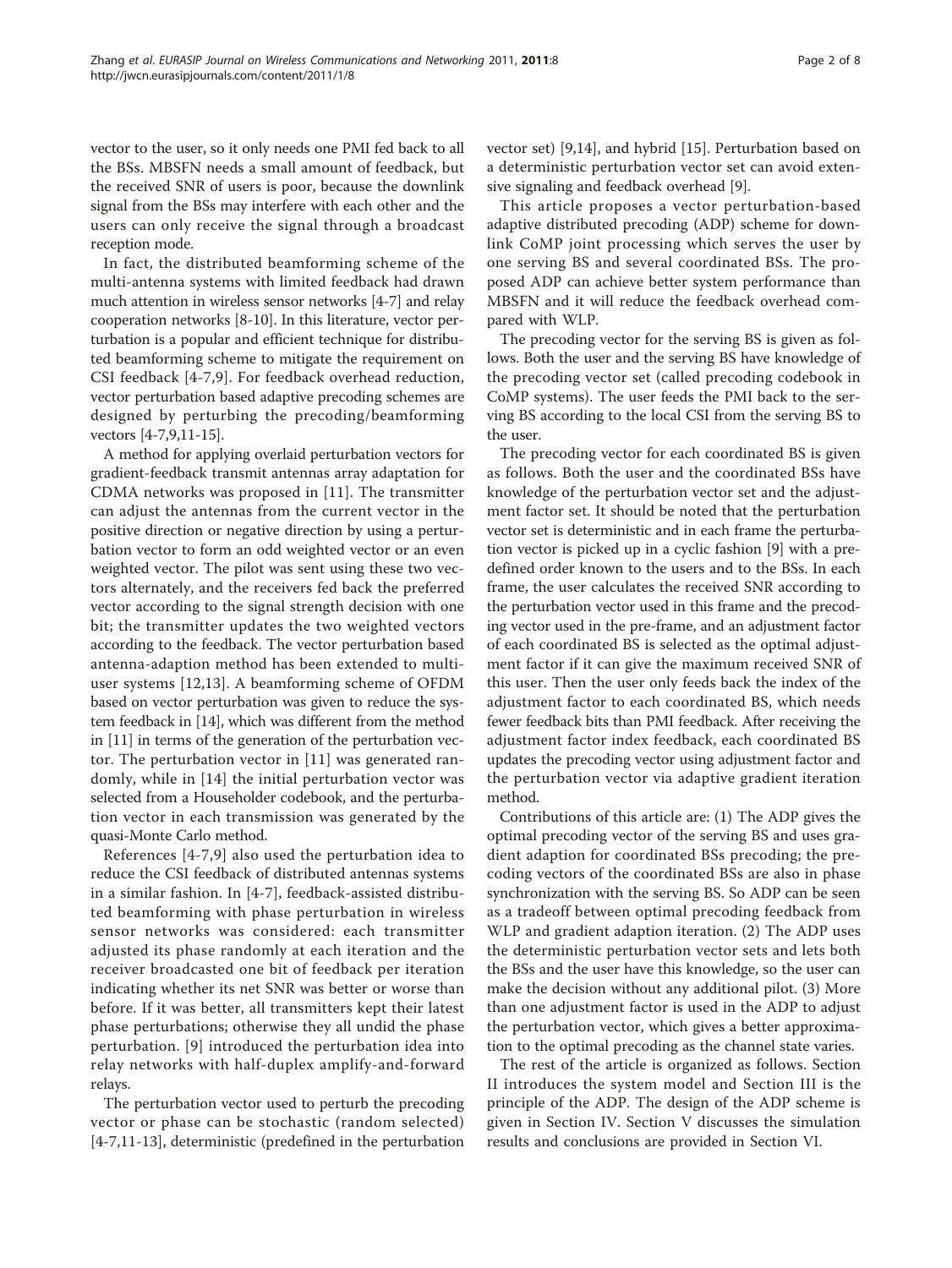vector to the user, so it only needs one PMI fed back to all the BSs. MBSFN needs a small amount of feedback, but the received SNR of users is poor, because the downlink signal from the BSs may interfere with each other and the users can only receive the signal through a broadcast reception mode.

In fact, the distributed beamforming scheme of the multi-antenna systems with limited feedback had drawn much attention in wireless sensor networks [4-7] and relay cooperation networks [8-10]. In this literature, vector perturbation is a popular and efficient technique for distributed beamforming scheme to mitigate the requirement on CSI feedback [4-7,9]. For feedback overhead reduction, vector perturbation based adaptive precoding schemes are designed by perturbing the precoding/beamforming vectors [4-7,9,11-15].

A method for applying overlaid perturbation vectors for gradient-feedback transmit antennas array adaptation for CDMA networks was proposed in [11]. The transmitter can adjust the antennas from the current vector in the positive direction or negative direction by using a perturbation vector to form an odd weighted vector or an even weighted vector. The pilot was sent using these two vectors alternately, and the receivers fed back the preferred vector according to the signal strength decision with one bit; the transmitter updates the two weighted vectors according to the feedback. The vector perturbation based antenna-adaption method has been extended to multiuser systems [12,13]. A beamforming scheme of OFDM based on vector perturbation was given to reduce the system feedback in [14], which was different from the method in [11] in terms of the generation of the perturbation vector. The perturbation vector in [11] was generated randomly, while in [14] the initial perturbation vector was selected from a Householder codebook, and the perturbation vector in each transmission was generated by the quasi-Monte Carlo method.

References [4-7,9] also used the perturbation idea to reduce the CSI feedback of distributed antennas systems in a similar fashion. In [4-7], feedback-assisted distributed beamforming with phase perturbation in wireless sensor networks was considered: each transmitter adjusted its phase randomly at each iteration and the receiver broadcasted one bit of feedback per iteration indicating whether its net SNR was better or worse than before. If it was better, all transmitters kept their latest phase perturbations; otherwise they all undid the phase perturbation. [9] introduced the perturbation idea into relay networks with half-duplex amplify-and-forward relays.

The perturbation vector used to perturb the precoding vector or phase can be stochastic (random selected) [4-7,11-13], deterministic (predefined in the perturbation vector set) [9,14], and hybrid [15]. Perturbation based on a deterministic perturbation vector set can avoid extensive signaling and feedback overhead [9].

This article proposes a vector perturbation-based adaptive distributed precoding (ADP) scheme for downlink CoMP joint processing which serves the user by one serving BS and several coordinated BSs. The proposed ADP can achieve better system performance than MBSFN and it will reduce the feedback overhead compared with WLP.

The precoding vector for the serving BS is given as follows. Both the user and the serving BS have knowledge of the precoding vector set (called precoding codebook in CoMP systems). The user feeds the PMI back to the serving BS according to the local CSI from the serving BS to the user.

The precoding vector for each coordinated BS is given as follows. Both the user and the coordinated BSs have knowledge of the perturbation vector set and the adjustment factor set. It should be noted that the perturbation vector set is deterministic and in each frame the perturbation vector is picked up in a cyclic fashion [9] with a predefined order known to the users and to the BSs. In each frame, the user calculates the received SNR according to the perturbation vector used in this frame and the precoding vector used in the pre-frame, and an adjustment factor of each coordinated BS is selected as the optimal adjustment factor if it can give the maximum received SNR of this user. Then the user only feeds back the index of the adjustment factor to each coordinated BS, which needs fewer feedback bits than PMI feedback. After receiving the adjustment factor index feedback, each coordinated BS updates the precoding vector using adjustment factor and the perturbation vector via adaptive gradient iteration method.

Contributions of this article are: (1) The ADP gives the optimal precoding vector of the serving BS and uses gradient adaption for coordinated BSs precoding; the precoding vectors of the coordinated BSs are also in phase synchronization with the serving BS. So ADP can be seen as a tradeoff between optimal precoding feedback from WLP and gradient adaption iteration. (2) The ADP uses the deterministic perturbation vector sets and lets both the BSs and the user have this knowledge, so the user can make the decision without any additional pilot. (3) More than one adjustment factor is used in the ADP to adjust the perturbation vector, which gives a better approximation to the optimal precoding as the channel state varies.

The rest of the article is organized as follows. Section II introduces the system model and Section III is the principle of the ADP. The design of the ADP scheme is given in Section IV. Section V discusses the simulation results and conclusions are provided in Section VI.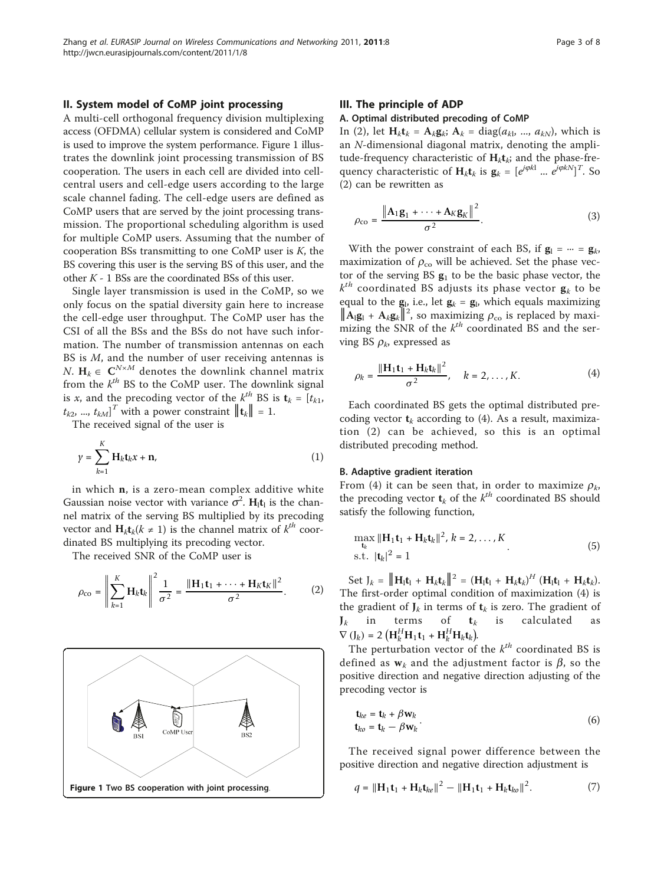## II. System model of CoMP joint processing

A multi-cell orthogonal frequency division multiplexing access (OFDMA) cellular system is considered and CoMP is used to improve the system performance. Figure 1 illustrates the downlink joint processing transmission of BS cooperation. The users in each cell are divided into cell-central users and cell-edge users according to the large scale channel fading. The cell-edge users are defined as CoMP users that are served by the joint processing transmission. The proportional scheduling algorithm is used for multiple CoMP users. Assuming that the number of cooperation BSs transmitting to one CoMP user is $K$, the BS covering this user is the serving BS of this user, and the other $K$ - 1 BSs are the coordinated BSs of this user.

Single layer transmission is used in the CoMP, so we only focus on the spatial diversity gain here to increase the cell-edge user throughput. The CoMP user has the CSI of all the BSs and the BSs do not have such information. The number of transmission antennas on each BS is $M$, and the number of user receiving antennas is $N$. $\mathbf{H}_k \in \mathbf{C}^{N\times M}$ denotes the downlink channel matrix from the $k^{th}$ BS to the CoMP user. The downlink signal is $x$, and the precoding vector of the $k^{th}$ BS is $\mathbf{t}_k = [t_{k1}, t_{k2}, ..., t_{kM}]^T$ with a power constraint $\|\mathbf{t}_k\| = 1$.

The received signal of the user is

$$y = \sum_{k=1}^{K} \mathbf{H}_k \mathbf{t}_k x + \mathbf{n}, \tag{1}$$

in which $\mathbf{n}$, is a zero-mean complex additive white Gaussian noise vector with variance $\sigma^2$. $\mathbf{H}_1\mathbf{t}_1$ is the channel matrix of the serving BS multiplied by its precoding vector and $\mathbf{H}_k\mathbf{t}_k (k \neq 1)$ is the channel matrix of $k^{th}$ coordinated BS multiplying its precoding vector.

The received SNR of the CoMP user is

$$\rho_{\text{co}} = \left\| \sum_{k=1}^{K} \mathbf{H}_k \mathbf{t}_k \right\|^2 \frac{1}{\sigma^2} = \frac{\|\mathbf{H}_1\mathbf{t}_1 + \cdots + \mathbf{H}_K\mathbf{t}_K\|^2}{\sigma^2}. \tag{2}$$

Figure 1 Two BS cooperation with joint processing.

## III. The principle of ADP

### A. Optimal distributed precoding of CoMP

In (2), let $\mathbf{H}_k\mathbf{t}_k = \mathbf{A}_k\mathbf{g}_k$; $\mathbf{A}_k = \text{diag}(a_{k1}, ..., a_{kN})$, which is an $N$-dimensional diagonal matrix, denoting the amplitude-frequency characteristic of $\mathbf{H}_k\mathbf{t}_k$; and the phase-frequency characteristic of $\mathbf{H}_k\mathbf{t}_k$ is $\mathbf{g}_k = [e^{j\varphi k1} \ldots e^{j\varphi kN}]^T$. So (2) can be rewritten as

$$\rho_{\text{co}} = \frac{\left\|\mathbf{A}_1\mathbf{g}_1 + \cdots + \mathbf{A}_K\mathbf{g}_K\right\|^2}{\sigma^2}. \tag{3}$$

With the power constraint of each BS, if $\mathbf{g}_1 = \cdots = \mathbf{g}_k$, maximization of $\rho_{\text{co}}$ will be achieved. Set the phase vector of the serving BS $\mathbf{g}_1$ to be the basic phase vector, the $k^{th}$ coordinated BS adjusts its phase vector $\mathbf{g}_k$ to be equal to the $\mathbf{g}_1$, i.e., let $\mathbf{g}_k = \mathbf{g}_1$, which equals maximizing $\left\|\mathbf{A}_1\mathbf{g}_1 + \mathbf{A}_k\mathbf{g}_k\right\|^2$, so maximizing $\rho_{\text{co}}$ is replaced by maximizing the SNR of the $k^{th}$ coordinated BS and the serving BS $\rho_k$, expressed as

$$\rho_k = \frac{\|\mathbf{H}_1\mathbf{t}_1 + \mathbf{H}_k\mathbf{t}_k\|^2}{\sigma^2}, \quad k = 2, \ldots, K. \tag{4}$$

Each coordinated BS gets the optimal distributed precoding vector $\mathbf{t}_k$ according to (4). As a result, maximization (2) can be achieved, so this is an optimal distributed precoding method.

### B. Adaptive gradient iteration

From (4) it can be seen that, in order to maximize $\rho_k$, the precoding vector $\mathbf{t}_k$ of the $k^{th}$ coordinated BS should satisfy the following function,

$$\begin{aligned} &\max_{\mathbf{t}_k} \|\mathbf{H}_1\mathbf{t}_1 + \mathbf{H}_k\mathbf{t}_k\|^2, \ k = 2, \ldots, K \\ &\text{s.t.} \ \ |\mathbf{t}_k|^2 = 1 \end{aligned}. \tag{5}$$

Set $\text{J}_k = \left\|\mathbf{H}_1\mathbf{t}_1 + \mathbf{H}_k\mathbf{t}_k\right\|^2 = (\mathbf{H}_1\mathbf{t}_1 + \mathbf{H}_k\mathbf{t}_k)^H (\mathbf{H}_1\mathbf{t}_1 + \mathbf{H}_k\mathbf{t}_k)$. The first-order optimal condition of maximization (4) is the gradient of $\mathbf{J}_k$ in terms of $\mathbf{t}_k$ is zero. The gradient of $\mathbf{J}_k$ in terms of $\mathbf{t}_k$ is calculated as $\nabla(\text{J}_k) = 2\left(\mathbf{H}_k^H\mathbf{H}_1\mathbf{t}_1 + \mathbf{H}_k^H\mathbf{H}_k\mathbf{t}_k\right)$.

The perturbation vector of the $k^{th}$ coordinated BS is defined as $\mathbf{w}_k$ and the adjustment factor is $\beta$, so the positive direction and negative direction adjusting of the precoding vector is

$$\begin{aligned} \mathbf{t}_{ke} &= \mathbf{t}_k + \beta\mathbf{w}_k \\ \mathbf{t}_{ko} &= \mathbf{t}_k - \beta\mathbf{w}_k \end{aligned}. \tag{6}$$

The received signal power difference between the positive direction and negative direction adjustment is

$$q = \|\mathbf{H}_1\mathbf{t}_1 + \mathbf{H}_k\mathbf{t}_{ke}\|^2 - \|\mathbf{H}_1\mathbf{t}_1 + \mathbf{H}_k\mathbf{t}_{ko}\|^2. \tag{7}$$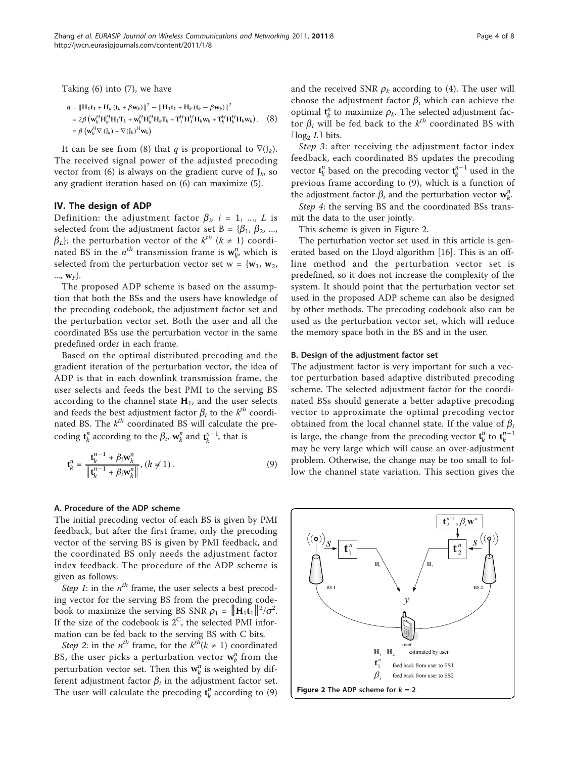Taking (6) into (7), we have

$$
\begin{aligned}
q &= \|\mathbf{H}_1\mathbf{t}_1 + \mathbf{H}_k(\mathbf{t}_k + \beta\mathbf{w}_k)\|^2 - \|\mathbf{H}_1\mathbf{t}_1 + \mathbf{H}_k(\mathbf{t}_k - \beta\mathbf{w}_k)\|^2 \\
&= 2\beta\left(\mathbf{w}_k^H\mathbf{H}_k^H\mathbf{H}_1\mathbf{T}_1 + \mathbf{w}_k^H\mathbf{H}_k^H\mathbf{H}_k\mathbf{T}_k + \mathbf{T}_1^H\mathbf{H}_1^H\mathbf{H}_k\mathbf{w}_k + \mathbf{T}_k^H\mathbf{H}_k^H\mathbf{H}_k\mathbf{w}_k\right) \\
&= \beta\left(\mathbf{w}_k^H\nabla(\mathbf{J}_k) + \nabla(\mathbf{J}_k)^H\mathbf{w}_k\right)
\end{aligned} \quad (8)
$$

It can be see from (8) that $q$ is proportional to $\nabla(\mathrm{J}_k)$. The received signal power of the adjusted precoding vector from (6) is always on the gradient curve of $\mathbf{J}_k$, so any gradient iteration based on (6) can maximize (5).

## IV. The design of ADP

Definition: the adjustment factor $\beta_i$, $i = 1, ..., L$ is selected from the adjustment factor set $\mathrm{B} = \{\beta_1, \beta_2, ..., \beta_L\}$; the perturbation vector of the $k^{th}$ ($k \neq 1$) coordinated BS in the $n^{th}$ transmission frame is $\mathbf{w}_k^n$, which is selected from the perturbation vector set $\mathrm{w} = \{\mathbf{w}_1, \mathbf{w}_2, ..., \mathbf{w}_F\}$.

The proposed ADP scheme is based on the assumption that both the BSs and the users have knowledge of the precoding codebook, the adjustment factor set and the perturbation vector set. Both the user and all the coordinated BSs use the perturbation vector in the same predefined order in each frame.

Based on the optimal distributed precoding and the gradient iteration of the perturbation vector, the idea of ADP is that in each downlink transmission frame, the user selects and feeds the best PMI to the serving BS according to the channel state $\mathbf{H}_1$, and the user selects and feeds the best adjustment factor $\beta_i$ to the $k^{th}$ coordinated BS. The $k^{th}$ coordinated BS will calculate the precoding $\mathbf{t}_k^n$ according to the $\beta_i$, $\mathbf{w}_k^n$ and $\mathbf{t}_k^{n-1}$, that is

$$
\mathbf{t}_k^n = \frac{\mathbf{t}_k^{n-1} + \beta_i\mathbf{w}_k^n}{\left\|\mathbf{t}_k^{n-1} + \beta_i\mathbf{w}_k^n\right\|}, \ (k \neq 1). \quad (9)
$$

### A. Procedure of the ADP scheme

The initial precoding vector of each BS is given by PMI feedback, but after the first frame, only the precoding vector of the serving BS is given by PMI feedback, and the coordinated BS only needs the adjustment factor index feedback. The procedure of the ADP scheme is given as follows:

*Step 1*: in the $n^{th}$ frame, the user selects a best precoding vector for the serving BS from the precoding codebook to maximize the serving BS SNR $\rho_1 = \|\mathbf{H}_1\mathbf{t}_1\|^2/\sigma^2$. If the size of the codebook is $2^C$, the selected PMI information can be fed back to the serving BS with C bits.

*Step 2*: in the $n^{th}$ frame, for the $k^{th}$($k \neq 1$) coordinated BS, the user picks a perturbation vector $\mathbf{w}_k^n$ from the perturbation vector set. Then this $\mathbf{w}_k^n$ is weighted by different adjustment factor $\beta_i$ in the adjustment factor set. The user will calculate the precoding $\mathbf{t}_k^n$ according to (9) and the received SNR $\rho_k$ according to (4). The user will choose the adjustment factor $\beta_i$ which can achieve the optimal $\mathbf{t}_k^n$ to maximize $\rho_k$. The selected adjustment factor $\beta_i$ will be fed back to the $k^{th}$ coordinated BS with $\lceil \log_2 L \rceil$ bits.

*Step 3*: after receiving the adjustment factor index feedback, each coordinated BS updates the precoding vector $\mathbf{t}_k^n$ based on the precoding vector $\mathbf{t}_k^{n-1}$ used in the previous frame according to (9), which is a function of the adjustment factor $\beta_i$ and the perturbation vector $\mathbf{w}_k^n$.

*Step 4*: the serving BS and the coordinated BSs transmit the data to the user jointly.

This scheme is given in Figure 2.

The perturbation vector set used in this article is generated based on the Lloyd algorithm [16]. This is an offline method and the perturbation vector set is predefined, so it does not increase the complexity of the system. It should point that the perturbation vector set used in the proposed ADP scheme can also be designed by other methods. The precoding codebook also can be used as the perturbation vector set, which will reduce the memory space both in the BS and in the user.

### B. Design of the adjustment factor set

The adjustment factor is very important for such a vector perturbation based adaptive distributed precoding scheme. The selected adjustment factor for the coordinated BSs should generate a better adaptive precoding vector to approximate the optimal precoding vector obtained from the local channel state. If the value of $\beta_i$ is large, the change from the precoding vector $\mathbf{t}_k^n$ to $\mathbf{t}_k^{n-1}$ may be very large which will cause an over-adjustment problem. Otherwise, the change may be too small to follow the channel state variation. This section gives the

**Figure 2** The ADP scheme for $k = 2$.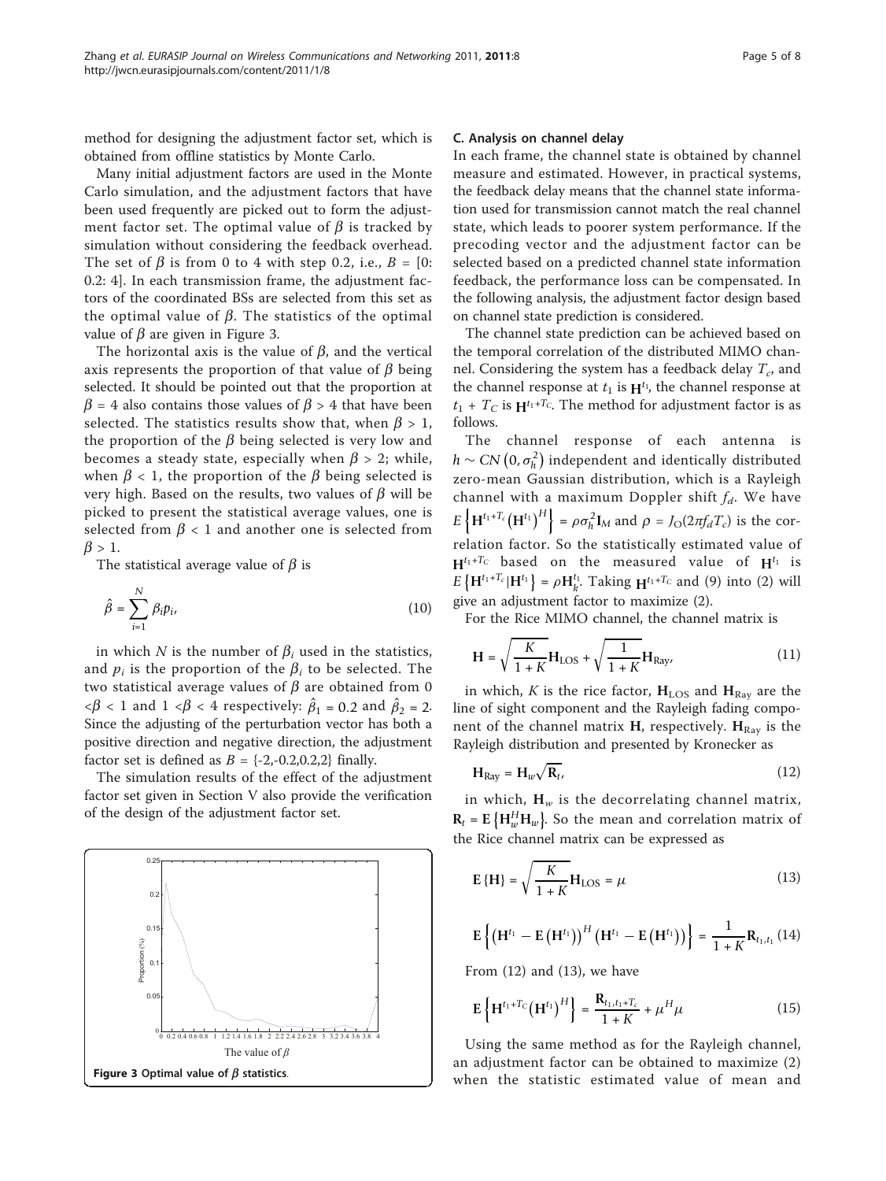method for designing the adjustment factor set, which is obtained from offline statistics by Monte Carlo.

Many initial adjustment factors are used in the Monte Carlo simulation, and the adjustment factors that have been used frequently are picked out to form the adjustment factor set. The optimal value of $\beta$ is tracked by simulation without considering the feedback overhead. The set of $\beta$ is from 0 to 4 with step 0.2, i.e., $B$ = [0: 0.2: 4]. In each transmission frame, the adjustment factors of the coordinated BSs are selected from this set as the optimal value of $\beta$. The statistics of the optimal value of $\beta$ are given in Figure 3.

The horizontal axis is the value of $\beta$, and the vertical axis represents the proportion of that value of $\beta$ being selected. It should be pointed out that the proportion at $\beta = 4$ also contains those values of $\beta > 4$ that have been selected. The statistics results show that, when $\beta > 1$, the proportion of the $\beta$ being selected is very low and becomes a steady state, especially when $\beta > 2$; while, when $\beta < 1$, the proportion of the $\beta$ being selected is very high. Based on the results, two values of $\beta$ will be picked to present the statistical average values, one is selected from $\beta < 1$ and another one is selected from $\beta > 1$.

The statistical average value of $\beta$ is

$$\hat{\beta} = \sum_{i=1}^{N} \beta_i p_i, \tag{10}$$

in which $N$ is the number of $\beta_i$ used in the statistics, and $p_i$ is the proportion of the $\beta_i$ to be selected. The two statistical average values of $\beta$ are obtained from 0 $<\beta <$ 1 and 1 $<\beta <$ 4 respectively: $\hat{\beta}_1 = 0.2$ and $\hat{\beta}_2 = 2$. Since the adjusting of the perturbation vector has both a positive direction and negative direction, the adjustment factor set is defined as $B$ = {-2,-0.2,0.2,2} finally.

The simulation results of the effect of the adjustment factor set given in Section V also provide the verification of the design of the adjustment factor set.

Figure 3 Optimal value of $\beta$ statistics.

### C. Analysis on channel delay

In each frame, the channel state is obtained by channel measure and estimated. However, in practical systems, the feedback delay means that the channel state information used for transmission cannot match the real channel state, which leads to poorer system performance. If the precoding vector and the adjustment factor can be selected based on a predicted channel state information feedback, the performance loss can be compensated. In the following analysis, the adjustment factor design based on channel state prediction is considered.

The channel state prediction can be achieved based on the temporal correlation of the distributed MIMO channel. Considering the system has a feedback delay $T_c$, and the channel response at $t_1$ is $\mathbf{H}^{t_1}$, the channel response at $t_1 + T_C$ is $\mathbf{H}^{t_1+T_C}$. The method for adjustment factor is as follows.

The channel response of each antenna is $h \sim CN\left(0, \sigma_h^2\right)$ independent and identically distributed zero-mean Gaussian distribution, which is a Rayleigh channel with a maximum Doppler shift $f_d$. We have $E\left\{\mathbf{H}^{t_1+T_c}\left(\mathbf{H}^{t_1}\right)^H\right\} = \rho\sigma_h^2\mathbf{I}_M$ and $\rho = J_O(2\pi f_d T_c)$ is the correlation factor. So the statistically estimated value of $\mathbf{H}^{t_1+T_C}$ based on the measured value of $\mathbf{H}^{t_1}$ is $E\left\{\mathbf{H}^{t_1+T_c}|\mathbf{H}^{t_1}\right\} = \rho\mathbf{H}_k^{t_1}$. Taking $\mathbf{H}^{t_1+T_C}$ and (9) into (2) will give an adjustment factor to maximize (2).

For the Rice MIMO channel, the channel matrix is

$$\mathbf{H} = \sqrt{\frac{K}{1+K}}\mathbf{H}_{\text{LOS}} + \sqrt{\frac{1}{1+K}}\mathbf{H}_{\text{Ray}}, \tag{11}$$

in which, $K$ is the rice factor, $\mathbf{H}_{\text{LOS}}$ and $\mathbf{H}_{\text{Ray}}$ are the line of sight component and the Rayleigh fading component of the channel matrix $\mathbf{H}$, respectively. $\mathbf{H}_{\text{Ray}}$ is the Rayleigh distribution and presented by Kronecker as

$$\mathbf{H}_{\text{Ray}} = \mathbf{H}_w\sqrt{\mathbf{R}_t}, \tag{12}$$

in which, $\mathbf{H}_w$ is the decorrelating channel matrix, $\mathbf{R}_t = \mathbf{E}\left\{\mathbf{H}_w^H\mathbf{H}_w\right\}$. So the mean and correlation matrix of the Rice channel matrix can be expressed as

$$\mathbf{E}\{\mathbf{H}\} = \sqrt{\frac{K}{1+K}}\mathbf{H}_{\text{LOS}} = \mu \tag{13}$$

$$\mathbf{E}\left\{\left(\mathbf{H}^{t_1} - \mathbf{E}\left(\mathbf{H}^{t_1}\right)\right)^H\left(\mathbf{H}^{t_1} - \mathbf{E}\left(\mathbf{H}^{t_1}\right)\right)\right\} = \frac{1}{1+K}\mathbf{R}_{t_1,t_1} \tag{14}$$

From (12) and (13), we have

$$\mathbf{E}\left\{\mathbf{H}^{t_1+T_C}\left(\mathbf{H}^{t_1}\right)^H\right\} = \frac{\mathbf{R}_{t_1,t_1+T_c}}{1+K} + \mu^H\mu \tag{15}$$

Using the same method as for the Rayleigh channel, an adjustment factor can be obtained to maximize (2) when the statistic estimated value of mean and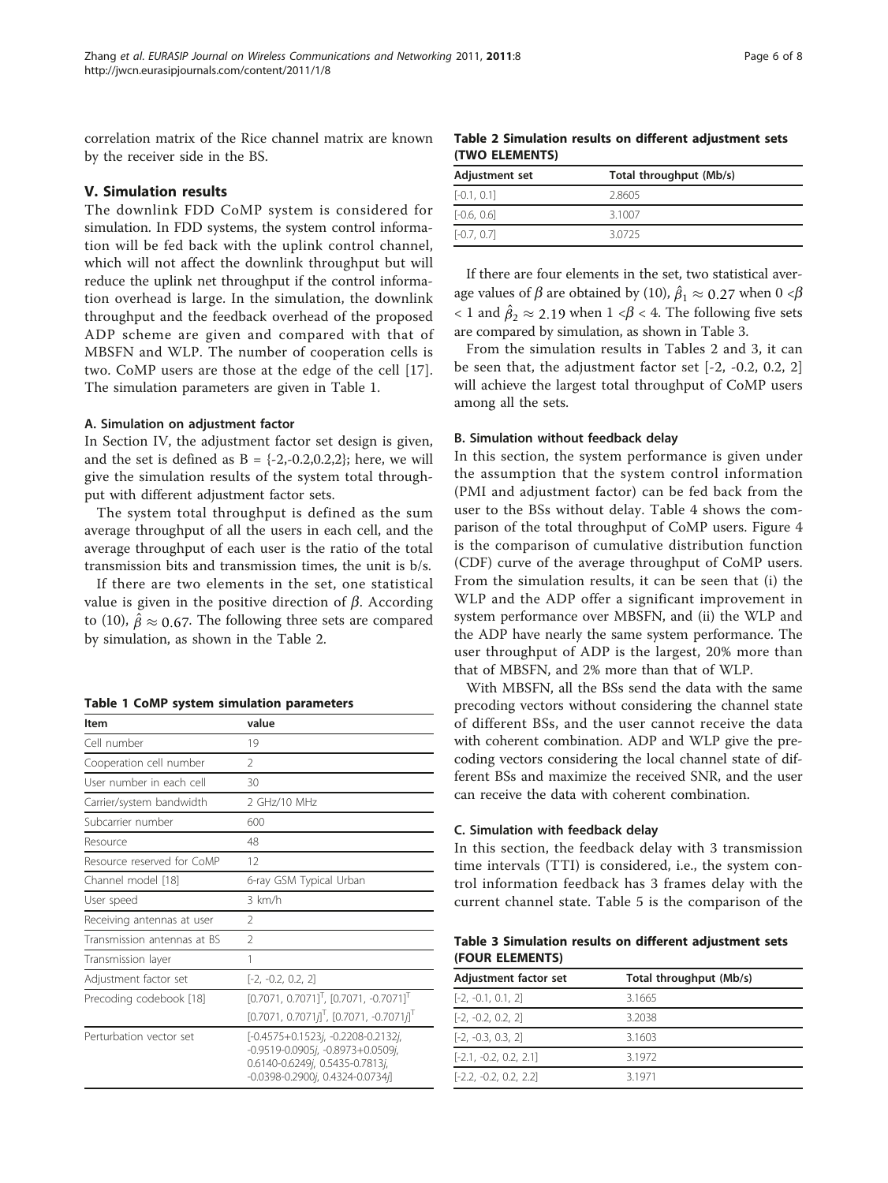correlation matrix of the Rice channel matrix are known by the receiver side in the BS.

## V. Simulation results

The downlink FDD CoMP system is considered for simulation. In FDD systems, the system control information will be fed back with the uplink control channel, which will not affect the downlink throughput but will reduce the uplink net throughput if the control information overhead is large. In the simulation, the downlink throughput and the feedback overhead of the proposed ADP scheme are given and compared with that of MBSFN and WLP. The number of cooperation cells is two. CoMP users are those at the edge of the cell [17]. The simulation parameters are given in Table 1.

### A. Simulation on adjustment factor

In Section IV, the adjustment factor set design is given, and the set is defined as B = {-2,-0.2,0.2,2}; here, we will give the simulation results of the system total throughput with different adjustment factor sets.

The system total throughput is defined as the sum average throughput of all the users in each cell, and the average throughput of each user is the ratio of the total transmission bits and transmission times, the unit is b/s.

If there are two elements in the set, one statistical value is given in the positive direction of $\beta$. According to (10), $\hat{\beta} \approx 0.67$. The following three sets are compared by simulation, as shown in the Table 2.

**Table 1 CoMP system simulation parameters**

| Item | value |
|---|---|
| Cell number | 19 |
| Cooperation cell number | 2 |
| User number in each cell | 30 |
| Carrier/system bandwidth | 2 GHz/10 MHz |
| Subcarrier number | 600 |
| Resource | 48 |
| Resource reserved for CoMP | 12 |
| Channel model [18] | 6-ray GSM Typical Urban |
| User speed | 3 km/h |
| Receiving antennas at user | 2 |
| Transmission antennas at BS | 2 |
| Transmission layer | 1 |
| Adjustment factor set | [-2, -0.2, 0.2, 2] |
| Precoding codebook [18] | $[0.7071, 0.7071]^T$, $[0.7071, -0.7071]^T$ $[0.7071, 0.7071j]^T$, $[0.7071, -0.7071j]^T$ |
| Perturbation vector set | [-0.4575+0.1523*j*, -0.2208-0.2132*j*, -0.9519-0.0905*j*, -0.8973+0.0509*j*, 0.6140-0.6249*j*, 0.5435-0.7813*j*, -0.0398-0.2900*j*, 0.4324-0.0734*j*] |

**Table 2 Simulation results on different adjustment sets (TWO ELEMENTS)**

| Adjustment set | Total throughput (Mb/s) |
|---|---|
| [-0.1, 0.1] | 2.8605 |
| [-0.6, 0.6] | 3.1007 |
| [-0.7, 0.7] | 3.0725 |

If there are four elements in the set, two statistical average values of $\beta$ are obtained by (10), $\hat{\beta}_1 \approx 0.27$ when $0 < \beta < 1$ and $\hat{\beta}_2 \approx 2.19$ when $1 < \beta < 4$. The following five sets are compared by simulation, as shown in Table 3.

From the simulation results in Tables 2 and 3, it can be seen that, the adjustment factor set [-2, -0.2, 0.2, 2] will achieve the largest total throughput of CoMP users among all the sets.

### B. Simulation without feedback delay

In this section, the system performance is given under the assumption that the system control information (PMI and adjustment factor) can be fed back from the user to the BSs without delay. Table 4 shows the comparison of the total throughput of CoMP users. Figure 4 is the comparison of cumulative distribution function (CDF) curve of the average throughput of CoMP users. From the simulation results, it can be seen that (i) the WLP and the ADP offer a significant improvement in system performance over MBSFN, and (ii) the WLP and the ADP have nearly the same system performance. The user throughput of ADP is the largest, 20% more than that of MBSFN, and 2% more than that of WLP.

With MBSFN, all the BSs send the data with the same precoding vectors without considering the channel state of different BSs, and the user cannot receive the data with coherent combination. ADP and WLP give the precoding vectors considering the local channel state of different BSs and maximize the received SNR, and the user can receive the data with coherent combination.

### C. Simulation with feedback delay

In this section, the feedback delay with 3 transmission time intervals (TTI) is considered, i.e., the system control information feedback has 3 frames delay with the current channel state. Table 5 is the comparison of the

**Table 3 Simulation results on different adjustment sets (FOUR ELEMENTS)**

| Adjustment factor set | Total throughput (Mb/s) |
|---|---|
| [-2, -0.1, 0.1, 2] | 3.1665 |
| [-2, -0.2, 0.2, 2] | 3.2038 |
| [-2, -0.3, 0.3, 2] | 3.1603 |
| [-2.1, -0.2, 0.2, 2.1] | 3.1972 |
| [-2.2, -0.2, 0.2, 2.2] | 3.1971 |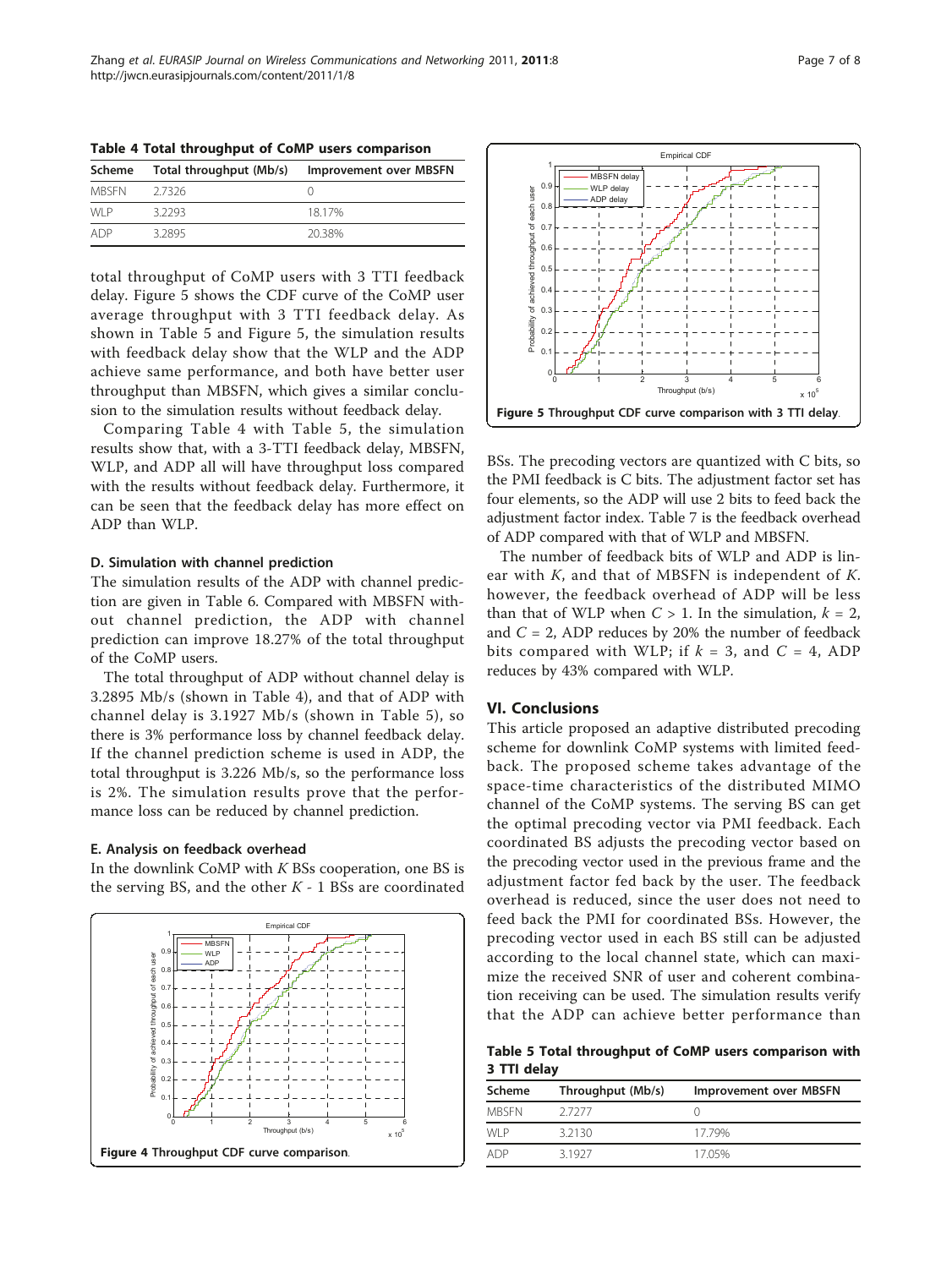Table 4 Total throughput of CoMP users comparison

| Scheme | Total throughput (Mb/s) | Improvement over MBSFN |
|---|---|---|
| MBSFN | 2.7326 | 0 |
| WLP | 3.2293 | 18.17% |
| ADP | 3.2895 | 20.38% |

total throughput of CoMP users with 3 TTI feedback delay. Figure 5 shows the CDF curve of the CoMP user average throughput with 3 TTI feedback delay. As shown in Table 5 and Figure 5, the simulation results with feedback delay show that the WLP and the ADP achieve same performance, and both have better user throughput than MBSFN, which gives a similar conclusion to the simulation results without feedback delay.

Comparing Table 4 with Table 5, the simulation results show that, with a 3-TTI feedback delay, MBSFN, WLP, and ADP all will have throughput loss compared with the results without feedback delay. Furthermore, it can be seen that the feedback delay has more effect on ADP than WLP.

#### D. Simulation with channel prediction

The simulation results of the ADP with channel prediction are given in Table 6. Compared with MBSFN without channel prediction, the ADP with channel prediction can improve 18.27% of the total throughput of the CoMP users.

The total throughput of ADP without channel delay is 3.2895 Mb/s (shown in Table 4), and that of ADP with channel delay is 3.1927 Mb/s (shown in Table 5), so there is 3% performance loss by channel feedback delay. If the channel prediction scheme is used in ADP, the total throughput is 3.226 Mb/s, so the performance loss is 2%. The simulation results prove that the performance loss can be reduced by channel prediction.

#### E. Analysis on feedback overhead

In the downlink CoMP with $K$ BSs cooperation, one BS is the serving BS, and the other $K$ - 1 BSs are coordinated

Figure 4 Throughput CDF curve comparison.

Figure 5 Throughput CDF curve comparison with 3 TTI delay.

BSs. The precoding vectors are quantized with C bits, so the PMI feedback is C bits. The adjustment factor set has four elements, so the ADP will use 2 bits to feed back the adjustment factor index. Table 7 is the feedback overhead of ADP compared with that of WLP and MBSFN.

The number of feedback bits of WLP and ADP is linear with $K$, and that of MBSFN is independent of $K$. however, the feedback overhead of ADP will be less than that of WLP when $C > 1$. In the simulation, $k = 2$, and $C = 2$, ADP reduces by 20% the number of feedback bits compared with WLP; if $k = 3$, and $C = 4$, ADP reduces by 43% compared with WLP.

## VI. Conclusions

This article proposed an adaptive distributed precoding scheme for downlink CoMP systems with limited feedback. The proposed scheme takes advantage of the space-time characteristics of the distributed MIMO channel of the CoMP systems. The serving BS can get the optimal precoding vector via PMI feedback. Each coordinated BS adjusts the precoding vector based on the precoding vector used in the previous frame and the adjustment factor fed back by the user. The feedback overhead is reduced, since the user does not need to feed back the PMI for coordinated BSs. However, the precoding vector used in each BS still can be adjusted according to the local channel state, which can maximize the received SNR of user and coherent combination receiving can be used. The simulation results verify that the ADP can achieve better performance than

Table 5 Total throughput of CoMP users comparison with 3 TTI delay

| Scheme | Throughput (Mb/s) | Improvement over MBSFN |
|---|---|---|
| MBSFN | 2.7277 | 0 |
| WLP | 3.2130 | 17.79% |
| ADP | 3.1927 | 17.05% |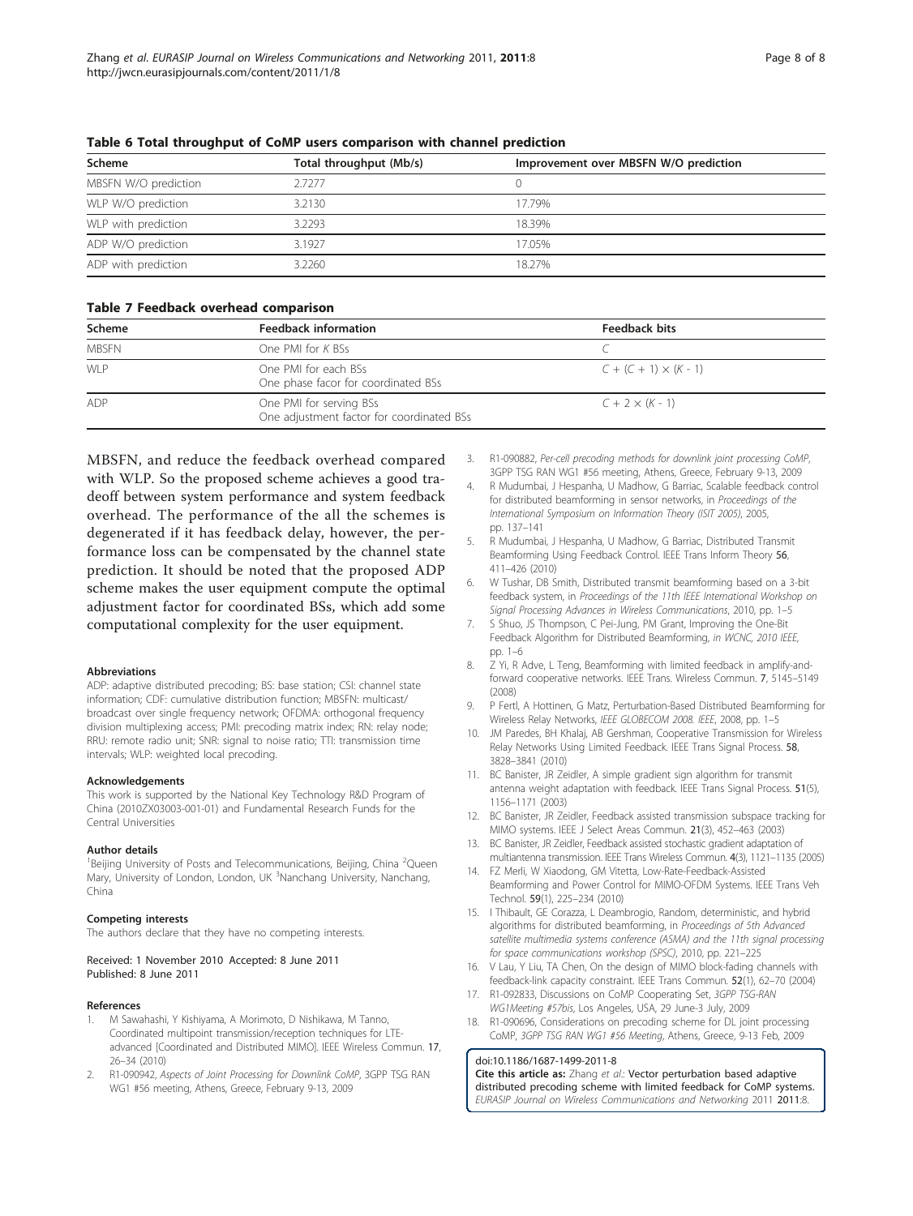**Table 6 Total throughput of CoMP users comparison with channel prediction**

| Scheme | Total throughput (Mb/s) | Improvement over MBSFN W/O prediction |
|---|---|---|
| MBSFN W/O prediction | 2.7277 | 0 |
| WLP W/O prediction | 3.2130 | 17.79% |
| WLP with prediction | 3.2293 | 18.39% |
| ADP W/O prediction | 3.1927 | 17.05% |
| ADP with prediction | 3.2260 | 18.27% |

**Table 7 Feedback overhead comparison**

| Scheme | Feedback information | Feedback bits |
|---|---|---|
| MBSFN | One PMI for $K$ BSs | $C$ |
| WLP | One PMI for each BSs<br>One phase facor for coordinated BSs | $C + (C + 1) \times (K - 1)$ |
| ADP | One PMI for serving BSs<br>One adjustment factor for coordinated BSs | $C + 2 \times (K - 1)$ |

MBSFN, and reduce the feedback overhead compared with WLP. So the proposed scheme achieves a good tradeoff between system performance and system feedback overhead. The performance of the all the schemes is degenerated if it has feedback delay, however, the performance loss can be compensated by the channel state prediction. It should be noted that the proposed ADP scheme makes the user equipment compute the optimal adjustment factor for coordinated BSs, which add some computational complexity for the user equipment.

#### Abbreviations

ADP: adaptive distributed precoding; BS: base station; CSI: channel state information; CDF: cumulative distribution function; MBSFN: multicast/broadcast over single frequency network; OFDMA: orthogonal frequency division multiplexing access; PMI: precoding matrix index; RN: relay node; RRU: remote radio unit; SNR: signal to noise ratio; TTI: transmission time intervals; WLP: weighted local precoding.

#### Acknowledgements

This work is supported by the National Key Technology R&D Program of China (2010ZX03003-001-01) and Fundamental Research Funds for the Central Universities

#### Author details

[1]Beijing University of Posts and Telecommunications, Beijing, China [2]Queen Mary, University of London, London, UK [3]Nanchang University, Nanchang, China

#### Competing interests

The authors declare that they have no competing interests.

Received: 1 November 2010 Accepted: 8 June 2011
Published: 8 June 2011

#### References

1. M Sawahashi, Y Kishiyama, A Morimoto, D Nishikawa, M Tanno, Coordinated multipoint transmission/reception techniques for LTE-advanced [Coordinated and Distributed MIMO]. IEEE Wireless Commun. **17**, 26–34 (2010)
2. R1-090942, *Aspects of Joint Processing for Downlink CoMP*, 3GPP TSG RAN WG1 #56 meeting, Athens, Greece, February 9-13, 2009
3. R1-090882, *Per-cell precoding methods for downlink joint processing CoMP*, 3GPP TSG RAN WG1 #56 meeting, Athens, Greece, February 9-13, 2009
4. R Mudumbai, J Hespanha, U Madhow, G Barriac, Scalable feedback control for distributed beamforming in sensor networks, in *Proceedings of the International Symposium on Information Theory (ISIT 2005)*, 2005, pp. 137–141
5. R Mudumbai, J Hespanha, U Madhow, G Barriac, Distributed Transmit Beamforming Using Feedback Control. IEEE Trans Inform Theory **56**, 411–426 (2010)
6. W Tushar, DB Smith, Distributed transmit beamforming based on a 3-bit feedback system, in *Proceedings of the 11th IEEE International Workshop on Signal Processing Advances in Wireless Communications*, 2010, pp. 1–5
7. S Shuo, JS Thompson, C Pei-Jung, PM Grant, Improving the One-Bit Feedback Algorithm for Distributed Beamforming, *in WCNC, 2010 IEEE*, pp. 1–6
8. Z Yi, R Adve, L Teng, Beamforming with limited feedback in amplify-and-forward cooperative networks. IEEE Trans. Wireless Commun. **7**, 5145–5149 (2008)
9. P Fertl, A Hottinen, G Matz, Perturbation-Based Distributed Beamforming for Wireless Relay Networks, *IEEE GLOBECOM 2008. IEEE*, 2008, pp. 1–5
10. JM Paredes, BH Khalaj, AB Gershman, Cooperative Transmission for Wireless Relay Networks Using Limited Feedback. IEEE Trans Signal Process. **58**, 3828–3841 (2010)
11. BC Banister, JR Zeidler, A simple gradient sign algorithm for transmit antenna weight adaptation with feedback. IEEE Trans Signal Process. **51**(5), 1156–1171 (2003)
12. BC Banister, JR Zeidler, Feedback assisted transmission subspace tracking for MIMO systems. IEEE J Select Areas Commun. **21**(3), 452–463 (2003)
13. BC Banister, JR Zeidler, Feedback assisted stochastic gradient adaptation of multiantenna transmission. IEEE Trans Wireless Commun. **4**(3), 1121–1135 (2005)
14. FZ Merli, W Xiaodong, GM Vitetta, Low-Rate-Feedback-Assisted Beamforming and Power Control for MIMO-OFDM Systems. IEEE Trans Veh Technol. **59**(1), 225–234 (2010)
15. I Thibault, GE Corazza, L Deambrogio, Random, deterministic, and hybrid algorithms for distributed beamforming, in *Proceedings of 5th Advanced satellite multimedia systems conference (ASMA) and the 11th signal processing for space communications workshop (SPSC)*, 2010, pp. 221–225
16. V Lau, Y Liu, TA Chen, On the design of MIMO block-fading channels with feedback-link capacity constraint. IEEE Trans Commun. **52**(1), 62–70 (2004)
17. R1-092833, Discussions on CoMP Cooperating Set, *3GPP TSG-RAN WG1Meeting #57bis*, Los Angeles, USA, 29 June-3 July, 2009
18. R1-090696, Considerations on precoding scheme for DL joint processing CoMP, *3GPP TSG RAN WG1 #56 Meeting*, Athens, Greece, 9-13 Feb, 2009

doi:10.1186/1687-1499-2011-8
**Cite this article as:** Zhang *et al.*: Vector perturbation based adaptive distributed precoding scheme with limited feedback for CoMP systems. *EURASIP Journal on Wireless Communications and Networking* 2011 **2011**:8.